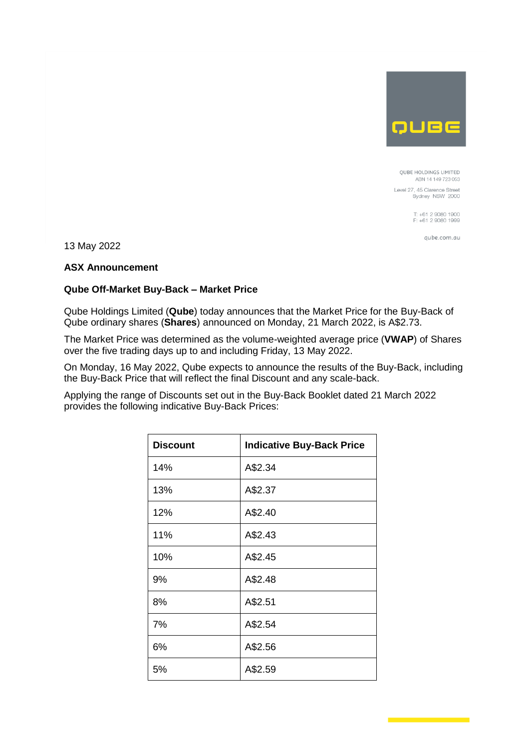QUBE HOLDINGS LIMITED
ABN 14 149 723 053

Level 27, 45 Clarence Street
Sydney NSW 2000

T: +61 2 9080 1900
F: +61 2 9080 1999

qube.com.au

13 May 2022

**ASX Announcement**

**Qube Off-Market Buy-Back – Market Price**

Qube Holdings Limited (**Qube**) today announces that the Market Price for the Buy-Back of Qube ordinary shares (**Shares**) announced on Monday, 21 March 2022, is A$2.73.

The Market Price was determined as the volume-weighted average price (**VWAP**) of Shares over the five trading days up to and including Friday, 13 May 2022.

On Monday, 16 May 2022, Qube expects to announce the results of the Buy-Back, including the Buy-Back Price that will reflect the final Discount and any scale-back.

Applying the range of Discounts set out in the Buy-Back Booklet dated 21 March 2022 provides the following indicative Buy-Back Prices:

| Discount | Indicative Buy-Back Price |
|---|---|
| 14% | A$2.34 |
| 13% | A$2.37 |
| 12% | A$2.40 |
| 11% | A$2.43 |
| 10% | A$2.45 |
| 9% | A$2.48 |
| 8% | A$2.51 |
| 7% | A$2.54 |
| 6% | A$2.56 |
| 5% | A$2.59 |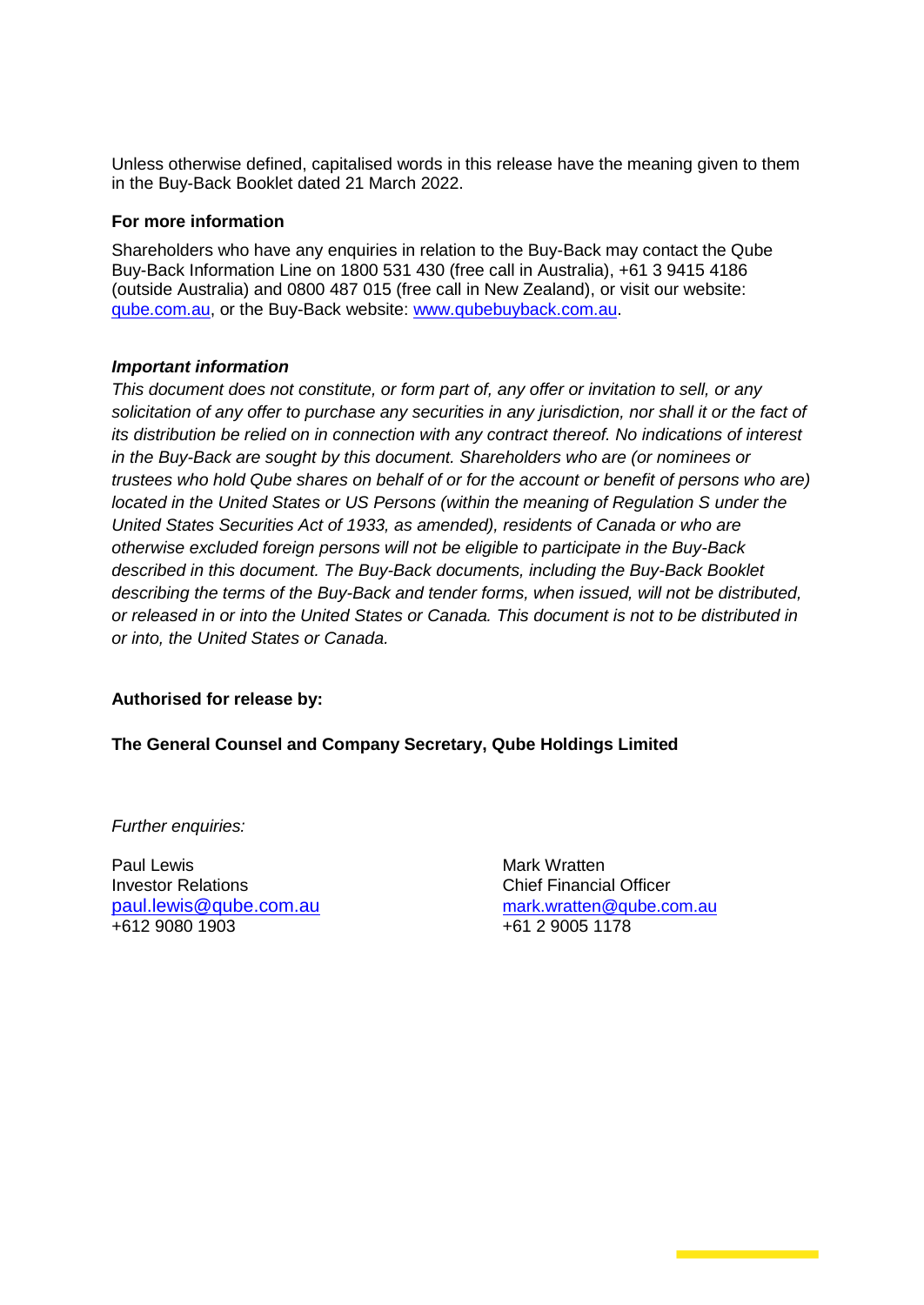Unless otherwise defined, capitalised words in this release have the meaning given to them in the Buy-Back Booklet dated 21 March 2022.

**For more information**

Shareholders who have any enquiries in relation to the Buy-Back may contact the Qube Buy-Back Information Line on 1800 531 430 (free call in Australia), +61 3 9415 4186 (outside Australia) and 0800 487 015 (free call in New Zealand), or visit our website: qube.com.au, or the Buy-Back website: www.qubebuyback.com.au.

***Important information***

*This document does not constitute, or form part of, any offer or invitation to sell, or any solicitation of any offer to purchase any securities in any jurisdiction, nor shall it or the fact of its distribution be relied on in connection with any contract thereof. No indications of interest in the Buy-Back are sought by this document. Shareholders who are (or nominees or trustees who hold Qube shares on behalf of or for the account or benefit of persons who are) located in the United States or US Persons (within the meaning of Regulation S under the United States Securities Act of 1933, as amended), residents of Canada or who are otherwise excluded foreign persons will not be eligible to participate in the Buy-Back described in this document. The Buy-Back documents, including the Buy-Back Booklet describing the terms of the Buy-Back and tender forms, when issued, will not be distributed, or released in or into the United States or Canada. This document is not to be distributed in or into, the United States or Canada.*

**Authorised for release by:**

**The General Counsel and Company Secretary, Qube Holdings Limited**

*Further enquiries:*

Paul Lewis
Investor Relations
paul.lewis@qube.com.au
+612 9080 1903

Mark Wratten
Chief Financial Officer
mark.wratten@qube.com.au
+61 2 9005 1178